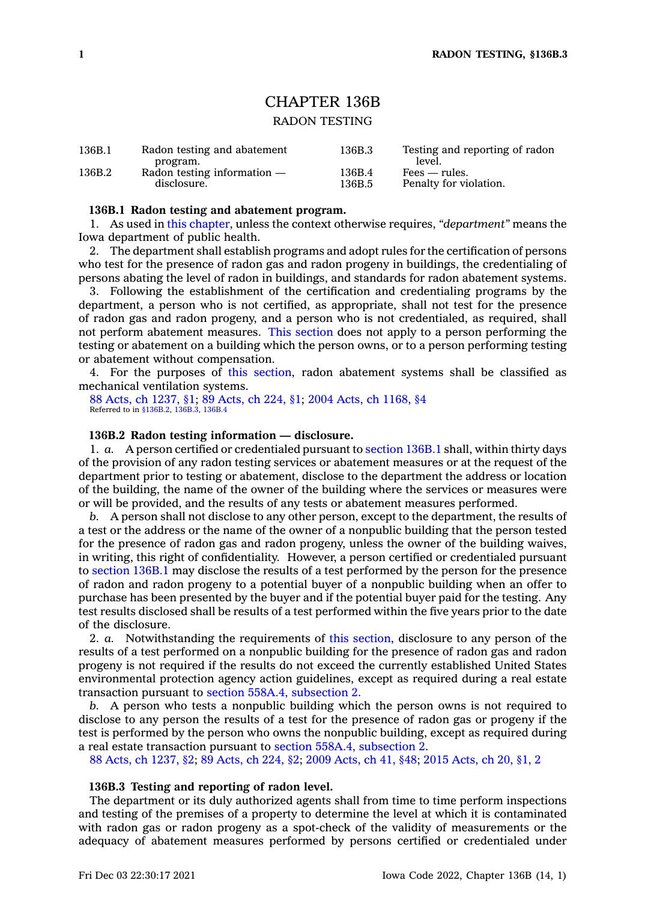# CHAPTER 136B

## RADON TESTING

| | | | |
|---|---|---|---|
| 136B.1 | Radon testing and abatement program. | 136B.3 | Testing and reporting of radon level. |
| 136B.2 | Radon testing information — disclosure. | 136B.4 | Fees — rules. |
| | | 136B.5 | Penalty for violation. |

**136B.1 Radon testing and abatement program.**

1. As used in this chapter, unless the context otherwise requires, *"department"* means the Iowa department of public health.

2. The department shall establish programs and adopt rules for the certification of persons who test for the presence of radon gas and radon progeny in buildings, the credentialing of persons abating the level of radon in buildings, and standards for radon abatement systems.

3. Following the establishment of the certification and credentialing programs by the department, a person who is not certified, as appropriate, shall not test for the presence of radon gas and radon progeny, and a person who is not credentialed, as required, shall not perform abatement measures. This section does not apply to a person performing the testing or abatement on a building which the person owns, or to a person performing testing or abatement without compensation.

4. For the purposes of this section, radon abatement systems shall be classified as mechanical ventilation systems.

88 Acts, ch 1237, §1; 89 Acts, ch 224, §1; 2004 Acts, ch 1168, §4
Referred to in §136B.2, 136B.3, 136B.4

**136B.2 Radon testing information — disclosure.**

1. *a.* A person certified or credentialed pursuant to section 136B.1 shall, within thirty days of the provision of any radon testing services or abatement measures or at the request of the department prior to testing or abatement, disclose to the department the address or location of the building, the name of the owner of the building where the services or measures were or will be provided, and the results of any tests or abatement measures performed.

*b.* A person shall not disclose to any other person, except to the department, the results of a test or the address or the name of the owner of a nonpublic building that the person tested for the presence of radon gas and radon progeny, unless the owner of the building waives, in writing, this right of confidentiality. However, a person certified or credentialed pursuant to section 136B.1 may disclose the results of a test performed by the person for the presence of radon and radon progeny to a potential buyer of a nonpublic building when an offer to purchase has been presented by the buyer and if the potential buyer paid for the testing. Any test results disclosed shall be results of a test performed within the five years prior to the date of the disclosure.

2. *a.* Notwithstanding the requirements of this section, disclosure to any person of the results of a test performed on a nonpublic building for the presence of radon gas and radon progeny is not required if the results do not exceed the currently established United States environmental protection agency action guidelines, except as required during a real estate transaction pursuant to section 558A.4, subsection 2.

*b.* A person who tests a nonpublic building which the person owns is not required to disclose to any person the results of a test for the presence of radon gas or progeny if the test is performed by the person who owns the nonpublic building, except as required during a real estate transaction pursuant to section 558A.4, subsection 2.

88 Acts, ch 1237, §2; 89 Acts, ch 224, §2; 2009 Acts, ch 41, §48; 2015 Acts, ch 20, §1, 2

**136B.3 Testing and reporting of radon level.**

The department or its duly authorized agents shall from time to time perform inspections and testing of the premises of a property to determine the level at which it is contaminated with radon gas or radon progeny as a spot-check of the validity of measurements or the adequacy of abatement measures performed by persons certified or credentialed under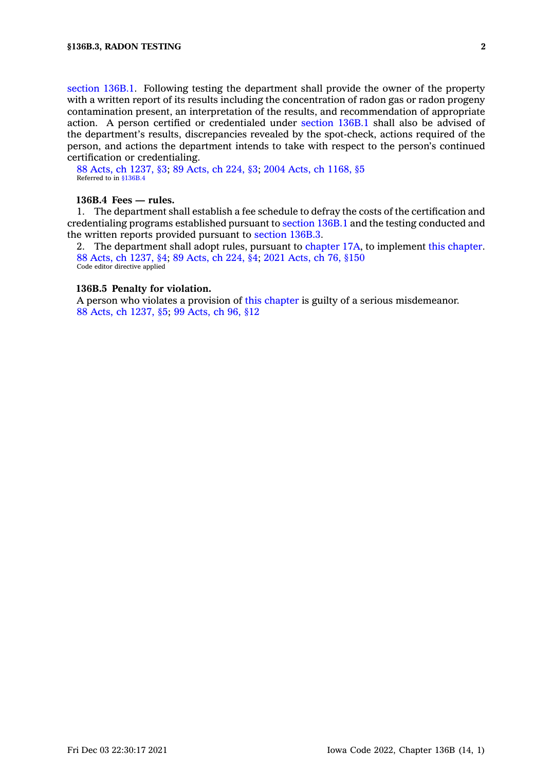section 136B.1. Following testing the department shall provide the owner of the property with a written report of its results including the concentration of radon gas or radon progeny contamination present, an interpretation of the results, and recommendation of appropriate action. A person certified or credentialed under section 136B.1 shall also be advised of the department's results, discrepancies revealed by the spot-check, actions required of the person, and actions the department intends to take with respect to the person's continued certification or credentialing.

88 Acts, ch 1237, §3; 89 Acts, ch 224, §3; 2004 Acts, ch 1168, §5
Referred to in §136B.4

**136B.4 Fees — rules.**

1. The department shall establish a fee schedule to defray the costs of the certification and credentialing programs established pursuant to section 136B.1 and the testing conducted and the written reports provided pursuant to section 136B.3.

2. The department shall adopt rules, pursuant to chapter 17A, to implement this chapter.

88 Acts, ch 1237, §4; 89 Acts, ch 224, §4; 2021 Acts, ch 76, §150
Code editor directive applied

**136B.5 Penalty for violation.**

A person who violates a provision of this chapter is guilty of a serious misdemeanor.

88 Acts, ch 1237, §5; 99 Acts, ch 96, §12